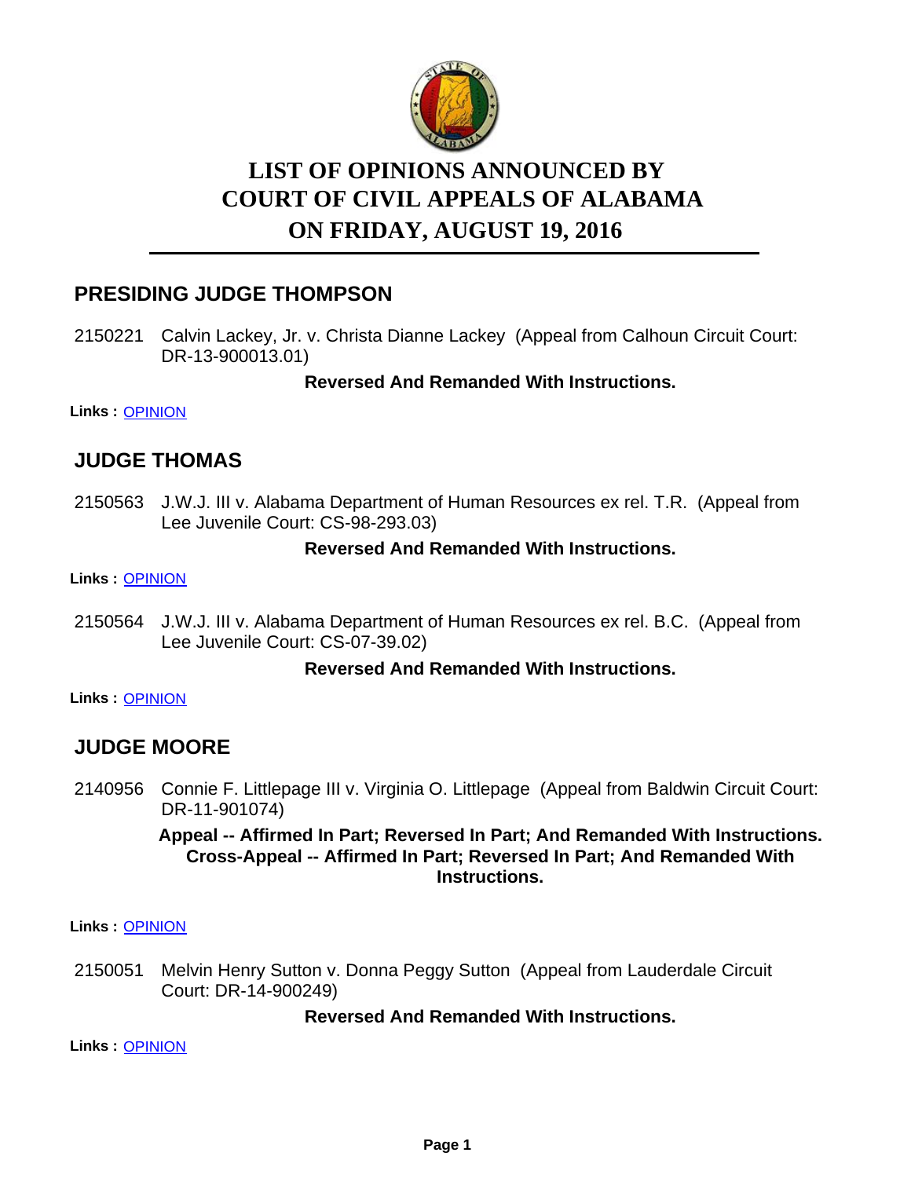# LIST OF OPINIONS ANNOUNCED BY COURT OF CIVIL APPEALS OF ALABAMA ON FRIDAY, AUGUST 19, 2016

## PRESIDING JUDGE THOMPSON

2150221 Calvin Lackey, Jr. v. Christa Dianne Lackey (Appeal from Calhoun Circuit Court: DR-13-900013.01)

**Reversed And Remanded With Instructions.**

**Links :** OPINION

## JUDGE THOMAS

2150563 J.W.J. III v. Alabama Department of Human Resources ex rel. T.R. (Appeal from Lee Juvenile Court: CS-98-293.03)

**Reversed And Remanded With Instructions.**

**Links :** OPINION

2150564 J.W.J. III v. Alabama Department of Human Resources ex rel. B.C. (Appeal from Lee Juvenile Court: CS-07-39.02)

**Reversed And Remanded With Instructions.**

**Links :** OPINION

## JUDGE MOORE

2140956 Connie F. Littlepage III v. Virginia O. Littlepage (Appeal from Baldwin Circuit Court: DR-11-901074)

**Appeal -- Affirmed In Part; Reversed In Part; And Remanded With Instructions. Cross-Appeal -- Affirmed In Part; Reversed In Part; And Remanded With Instructions.**

**Links :** OPINION

2150051 Melvin Henry Sutton v. Donna Peggy Sutton (Appeal from Lauderdale Circuit Court: DR-14-900249)

**Reversed And Remanded With Instructions.**

**Links :** OPINION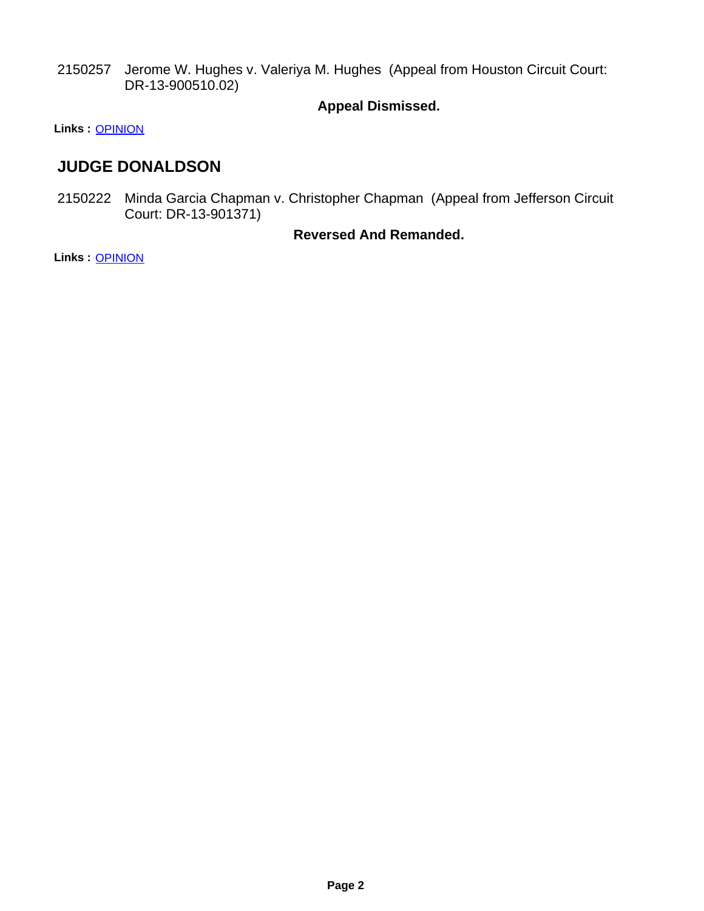2150257 Jerome W. Hughes v. Valeriya M. Hughes (Appeal from Houston Circuit Court: DR-13-900510.02)

**Appeal Dismissed.**

**Links :** OPINION

## JUDGE DONALDSON

2150222 Minda Garcia Chapman v. Christopher Chapman (Appeal from Jefferson Circuit Court: DR-13-901371)

**Reversed And Remanded.**

**Links :** OPINION